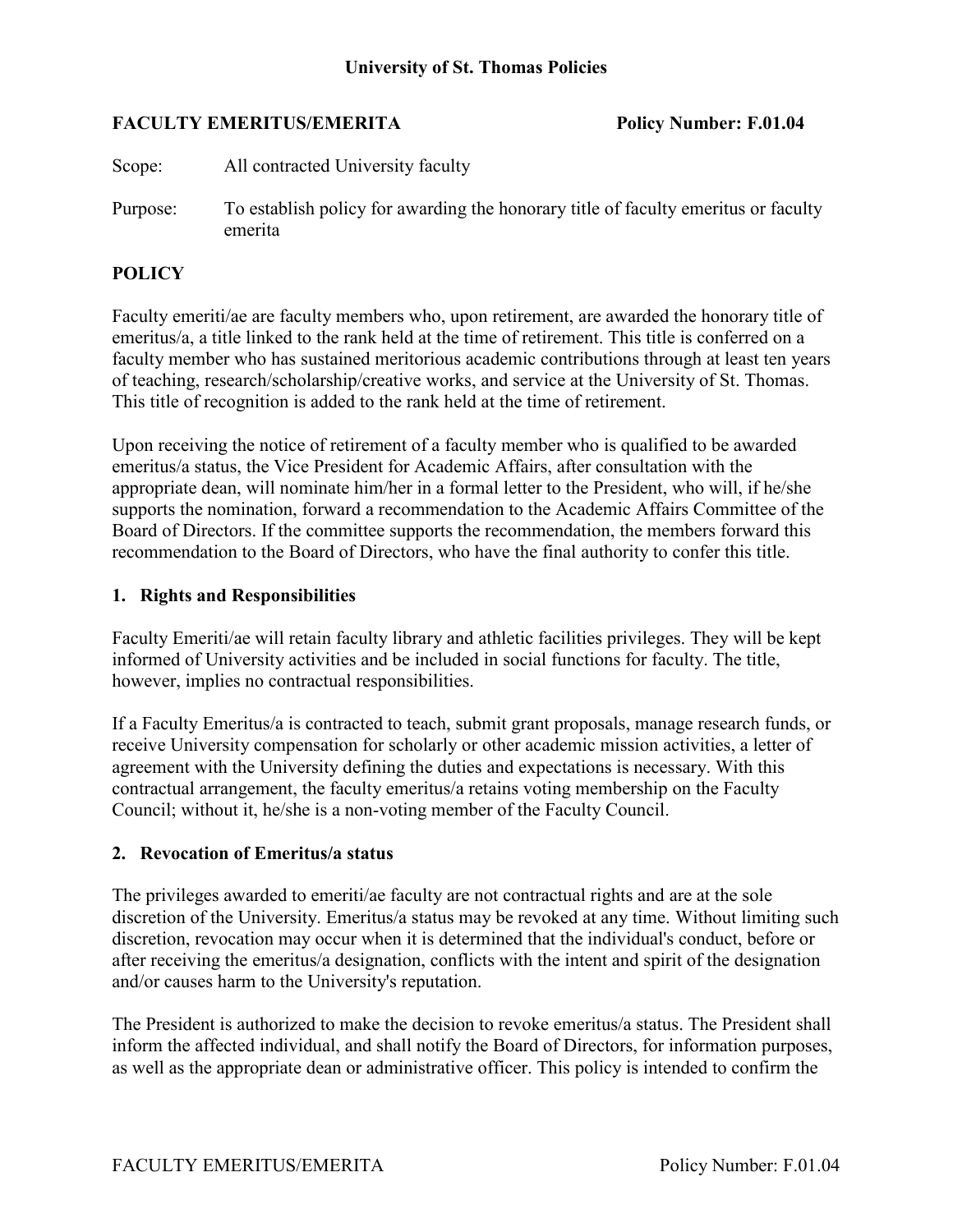# University of St. Thomas Policies

**FACULTY EMERITUS/EMERITA** **Policy Number: F.01.04**

Scope: All contracted University faculty

Purpose: To establish policy for awarding the honorary title of faculty emeritus or faculty emerita

## POLICY

Faculty emeriti/ae are faculty members who, upon retirement, are awarded the honorary title of emeritus/a, a title linked to the rank held at the time of retirement. This title is conferred on a faculty member who has sustained meritorious academic contributions through at least ten years of teaching, research/scholarship/creative works, and service at the University of St. Thomas. This title of recognition is added to the rank held at the time of retirement.

Upon receiving the notice of retirement of a faculty member who is qualified to be awarded emeritus/a status, the Vice President for Academic Affairs, after consultation with the appropriate dean, will nominate him/her in a formal letter to the President, who will, if he/she supports the nomination, forward a recommendation to the Academic Affairs Committee of the Board of Directors. If the committee supports the recommendation, the members forward this recommendation to the Board of Directors, who have the final authority to confer this title.

### 1. Rights and Responsibilities

Faculty Emeriti/ae will retain faculty library and athletic facilities privileges. They will be kept informed of University activities and be included in social functions for faculty. The title, however, implies no contractual responsibilities.

If a Faculty Emeritus/a is contracted to teach, submit grant proposals, manage research funds, or receive University compensation for scholarly or other academic mission activities, a letter of agreement with the University defining the duties and expectations is necessary. With this contractual arrangement, the faculty emeritus/a retains voting membership on the Faculty Council; without it, he/she is a non-voting member of the Faculty Council.

### 2. Revocation of Emeritus/a status

The privileges awarded to emeriti/ae faculty are not contractual rights and are at the sole discretion of the University. Emeritus/a status may be revoked at any time. Without limiting such discretion, revocation may occur when it is determined that the individual's conduct, before or after receiving the emeritus/a designation, conflicts with the intent and spirit of the designation and/or causes harm to the University's reputation.

The President is authorized to make the decision to revoke emeritus/a status. The President shall inform the affected individual, and shall notify the Board of Directors, for information purposes, as well as the appropriate dean or administrative officer. This policy is intended to confirm the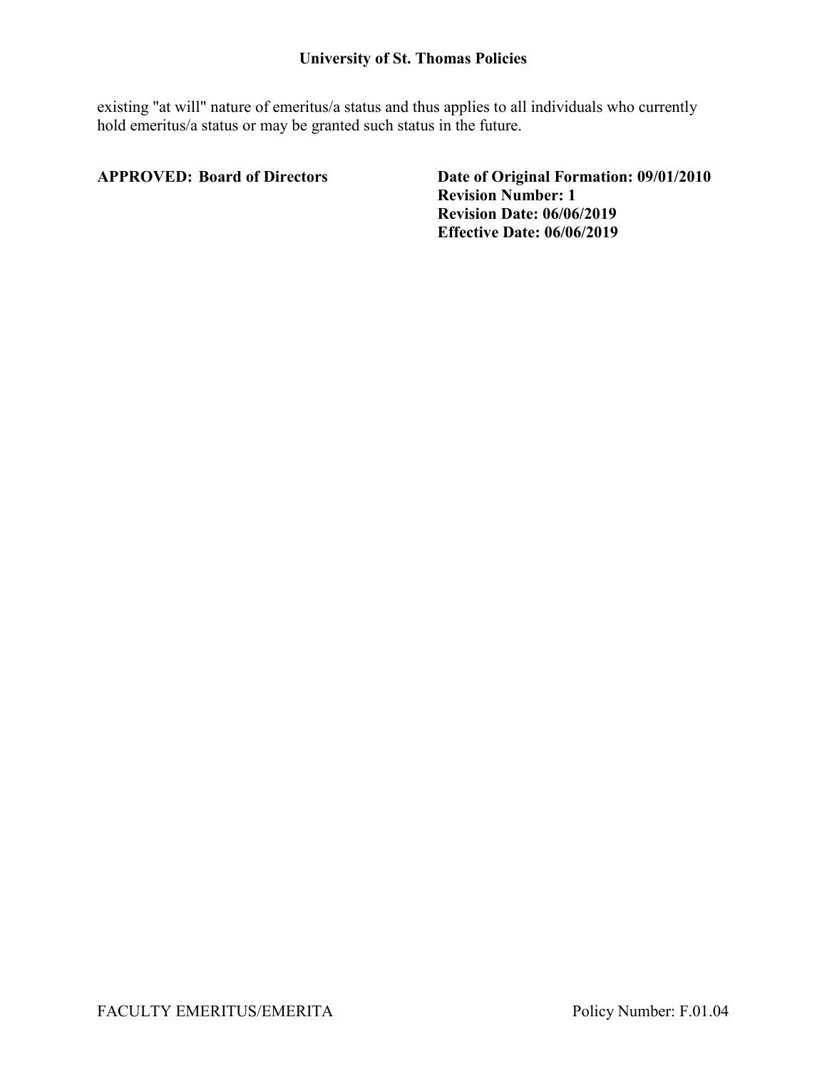existing "at will" nature of emeritus/a status and thus applies to all individuals who currently hold emeritus/a status or may be granted such status in the future.

**APPROVED: Board of Directors**

**Date of Original Formation: 09/01/2010**
**Revision Number: 1**
**Revision Date: 06/06/2019**
**Effective Date: 06/06/2019**